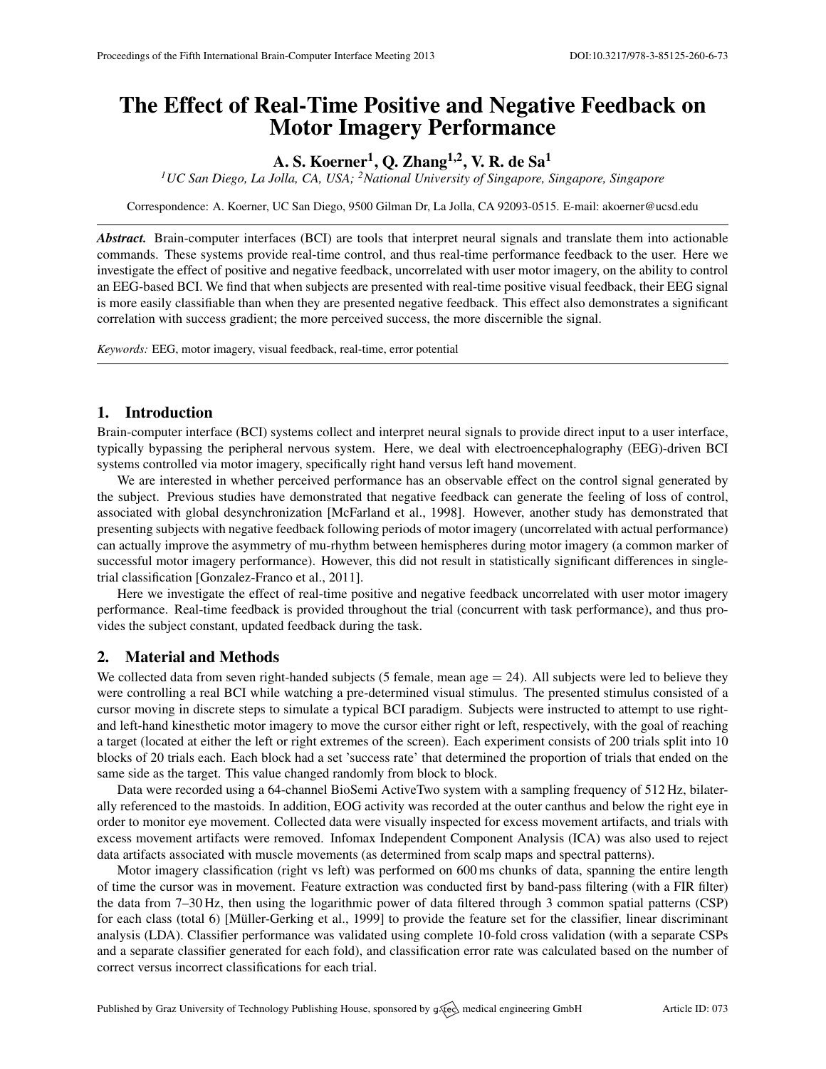# The Effect of Real-Time Positive and Negative Feedback on Motor Imagery Performance

**A. S. Koerner[1], Q. Zhang[1,2], V. R. de Sa[1]**

*[1]UC San Diego, La Jolla, CA, USA; [2]National University of Singapore, Singapore, Singapore*

Correspondence: A. Koerner, UC San Diego, 9500 Gilman Dr, La Jolla, CA 92093-0515. E-mail: akoerner@ucsd.edu

***Abstract.*** Brain-computer interfaces (BCI) are tools that interpret neural signals and translate them into actionable commands. These systems provide real-time control, and thus real-time performance feedback to the user. Here we investigate the effect of positive and negative feedback, uncorrelated with user motor imagery, on the ability to control an EEG-based BCI. We find that when subjects are presented with real-time positive visual feedback, their EEG signal is more easily classifiable than when they are presented negative feedback. This effect also demonstrates a significant correlation with success gradient; the more perceived success, the more discernible the signal.

*Keywords:* EEG, motor imagery, visual feedback, real-time, error potential

## 1. Introduction

Brain-computer interface (BCI) systems collect and interpret neural signals to provide direct input to a user interface, typically bypassing the peripheral nervous system. Here, we deal with electroencephalography (EEG)-driven BCI systems controlled via motor imagery, specifically right hand versus left hand movement.

We are interested in whether perceived performance has an observable effect on the control signal generated by the subject. Previous studies have demonstrated that negative feedback can generate the feeling of loss of control, associated with global desynchronization [McFarland et al., 1998]. However, another study has demonstrated that presenting subjects with negative feedback following periods of motor imagery (uncorrelated with actual performance) can actually improve the asymmetry of mu-rhythm between hemispheres during motor imagery (a common marker of successful motor imagery performance). However, this did not result in statistically significant differences in single-trial classification [Gonzalez-Franco et al., 2011].

Here we investigate the effect of real-time positive and negative feedback uncorrelated with user motor imagery performance. Real-time feedback is provided throughout the trial (concurrent with task performance), and thus provides the subject constant, updated feedback during the task.

## 2. Material and Methods

We collected data from seven right-handed subjects (5 female, mean age = 24). All subjects were led to believe they were controlling a real BCI while watching a pre-determined visual stimulus. The presented stimulus consisted of a cursor moving in discrete steps to simulate a typical BCI paradigm. Subjects were instructed to attempt to use right- and left-hand kinesthetic motor imagery to move the cursor either right or left, respectively, with the goal of reaching a target (located at either the left or right extremes of the screen). Each experiment consists of 200 trials split into 10 blocks of 20 trials each. Each block had a set 'success rate' that determined the proportion of trials that ended on the same side as the target. This value changed randomly from block to block.

Data were recorded using a 64-channel BioSemi ActiveTwo system with a sampling frequency of 512 Hz, bilaterally referenced to the mastoids. In addition, EOG activity was recorded at the outer canthus and below the right eye in order to monitor eye movement. Collected data were visually inspected for excess movement artifacts, and trials with excess movement artifacts were removed. Infomax Independent Component Analysis (ICA) was also used to reject data artifacts associated with muscle movements (as determined from scalp maps and spectral patterns).

Motor imagery classification (right vs left) was performed on 600 ms chunks of data, spanning the entire length of time the cursor was in movement. Feature extraction was conducted first by band-pass filtering (with a FIR filter) the data from 7–30 Hz, then using the logarithmic power of data filtered through 3 common spatial patterns (CSP) for each class (total 6) [Müller-Gerking et al., 1999] to provide the feature set for the classifier, linear discriminant analysis (LDA). Classifier performance was validated using complete 10-fold cross validation (with a separate CSPs and a separate classifier generated for each fold), and classification error rate was calculated based on the number of correct versus incorrect classifications for each trial.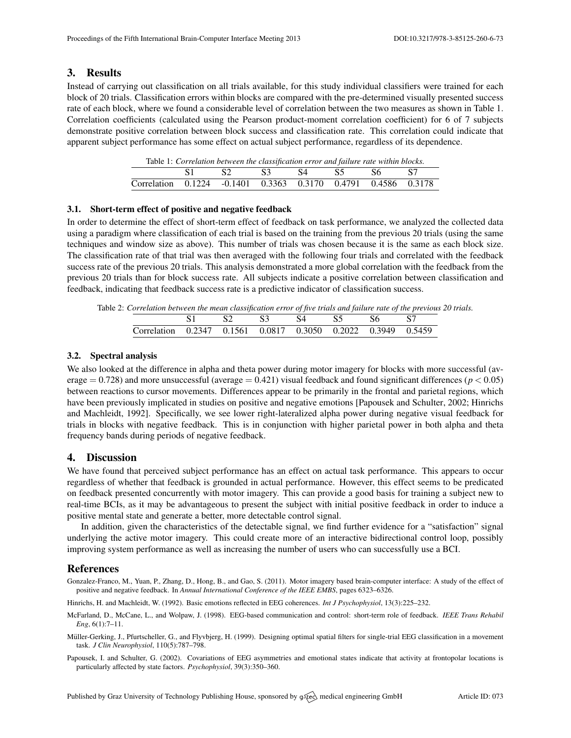## 3. Results

Instead of carrying out classification on all trials available, for this study individual classifiers were trained for each block of 20 trials. Classification errors within blocks are compared with the pre-determined visually presented success rate of each block, where we found a considerable level of correlation between the two measures as shown in Table 1. Correlation coefficients (calculated using the Pearson product-moment correlation coefficient) for 6 of 7 subjects demonstrate positive correlation between block success and classification rate. This correlation could indicate that apparent subject performance has some effect on actual subject performance, regardless of its dependence.

Table 1: *Correlation between the classification error and failure rate within blocks.*

| | S1 | S2 | S3 | S4 | S5 | S6 | S7 |
|---|---|---|---|---|---|---|---|
| Correlation | 0.1224 | -0.1401 | 0.3363 | 0.3170 | 0.4791 | 0.4586 | 0.3178 |

### 3.1. Short-term effect of positive and negative feedback

In order to determine the effect of short-term effect of feedback on task performance, we analyzed the collected data using a paradigm where classification of each trial is based on the training from the previous 20 trials (using the same techniques and window size as above). This number of trials was chosen because it is the same as each block size. The classification rate of that trial was then averaged with the following four trials and correlated with the feedback success rate of the previous 20 trials. This analysis demonstrated a more global correlation with the feedback from the previous 20 trials than for block success rate. All subjects indicate a positive correlation between classification and feedback, indicating that feedback success rate is a predictive indicator of classification success.

Table 2: *Correlation between the mean classification error of five trials and failure rate of the previous 20 trials.*

| | S1 | S2 | S3 | S4 | S5 | S6 | S7 |
|---|---|---|---|---|---|---|---|
| Correlation | 0.2347 | 0.1561 | 0.0817 | 0.3050 | 0.2022 | 0.3949 | 0.5459 |

### 3.2. Spectral analysis

We also looked at the difference in alpha and theta power during motor imagery for blocks with more successful (average = 0.728) and more unsuccessful (average = 0.421) visual feedback and found significant differences ($p < 0.05$) between reactions to cursor movements. Differences appear to be primarily in the frontal and parietal regions, which have been previously implicated in studies on positive and negative emotions [Papousek and Schulter, 2002; Hinrichs and Machleidt, 1992]. Specifically, we see lower right-lateralized alpha power during negative visual feedback for trials in blocks with negative feedback. This is in conjunction with higher parietal power in both alpha and theta frequency bands during periods of negative feedback.

## 4. Discussion

We have found that perceived subject performance has an effect on actual task performance. This appears to occur regardless of whether that feedback is grounded in actual performance. However, this effect seems to be predicated on feedback presented concurrently with motor imagery. This can provide a good basis for training a subject new to real-time BCIs, as it may be advantageous to present the subject with initial positive feedback in order to induce a positive mental state and generate a better, more detectable control signal.

In addition, given the characteristics of the detectable signal, we find further evidence for a "satisfaction" signal underlying the active motor imagery. This could create more of an interactive bidirectional control loop, possibly improving system performance as well as increasing the number of users who can successfully use a BCI.

## References

Gonzalez-Franco, M., Yuan, P., Zhang, D., Hong, B., and Gao, S. (2011). Motor imagery based brain-computer interface: A study of the effect of positive and negative feedback. In *Annual International Conference of the IEEE EMBS*, pages 6323–6326.

Hinrichs, H. and Machleidt, W. (1992). Basic emotions reflected in EEG coherences. *Int J Psychophysiol*, 13(3):225–232.

McFarland, D., McCane, L., and Wolpaw, J. (1998). EEG-based communication and control: short-term role of feedback. *IEEE Trans Rehabil Eng*, 6(1):7–11.

Müller-Gerking, J., Pfurtscheller, G., and Flyvbjerg, H. (1999). Designing optimal spatial filters for single-trial EEG classification in a movement task. *J Clin Neurophysiol*, 110(5):787–798.

Papousek, I. and Schulter, G. (2002). Covariations of EEG asymmetries and emotional states indicate that activity at frontopolar locations is particularly affected by state factors. *Psychophysiol*, 39(3):350–360.